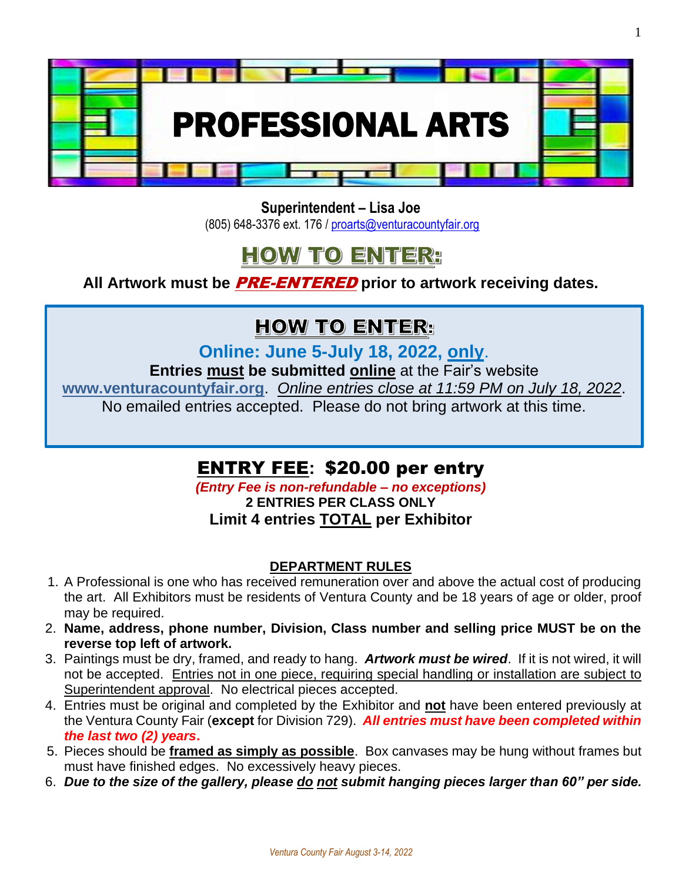# PROFESSIONAL ARTS

**Superintendent – Lisa Joe**
(805) 648-3376 ext. 176 / proarts@venturacountyfair.org

## HOW TO ENTER:

**All Artwork must be *PRE-ENTERED* prior to artwork receiving dates.**

## HOW TO ENTER:

**Online: June 5-July 18, 2022, only.**

**Entries must be submitted online** at the Fair's website **www.venturacountyfair.org**. *Online entries close at 11:59 PM on July 18, 2022*. No emailed entries accepted. Please do not bring artwork at this time.

## ENTRY FEE: $20.00 per entry

***(Entry Fee is non-refundable – no exceptions)***

**2 ENTRIES PER CLASS ONLY**

**Limit 4 entries TOTAL per Exhibitor**

### DEPARTMENT RULES

1. A Professional is one who has received remuneration over and above the actual cost of producing the art. All Exhibitors must be residents of Ventura County and be 18 years of age or older, proof may be required.
2. **Name, address, phone number, Division, Class number and selling price MUST be on the reverse top left of artwork.**
3. Paintings must be dry, framed, and ready to hang. ***Artwork must be wired***. If it is not wired, it will not be accepted. Entries not in one piece, requiring special handling or installation are subject to Superintendent approval. No electrical pieces accepted.
4. Entries must be original and completed by the Exhibitor and **not** have been entered previously at the Ventura County Fair (**except** for Division 729). ***All entries must have been completed within the last two (2) years.***
5. Pieces should be **framed as simply as possible**. Box canvases may be hung without frames but must have finished edges. No excessively heavy pieces.
6. ***Due to the size of the gallery, please do not submit hanging pieces larger than 60" per side.***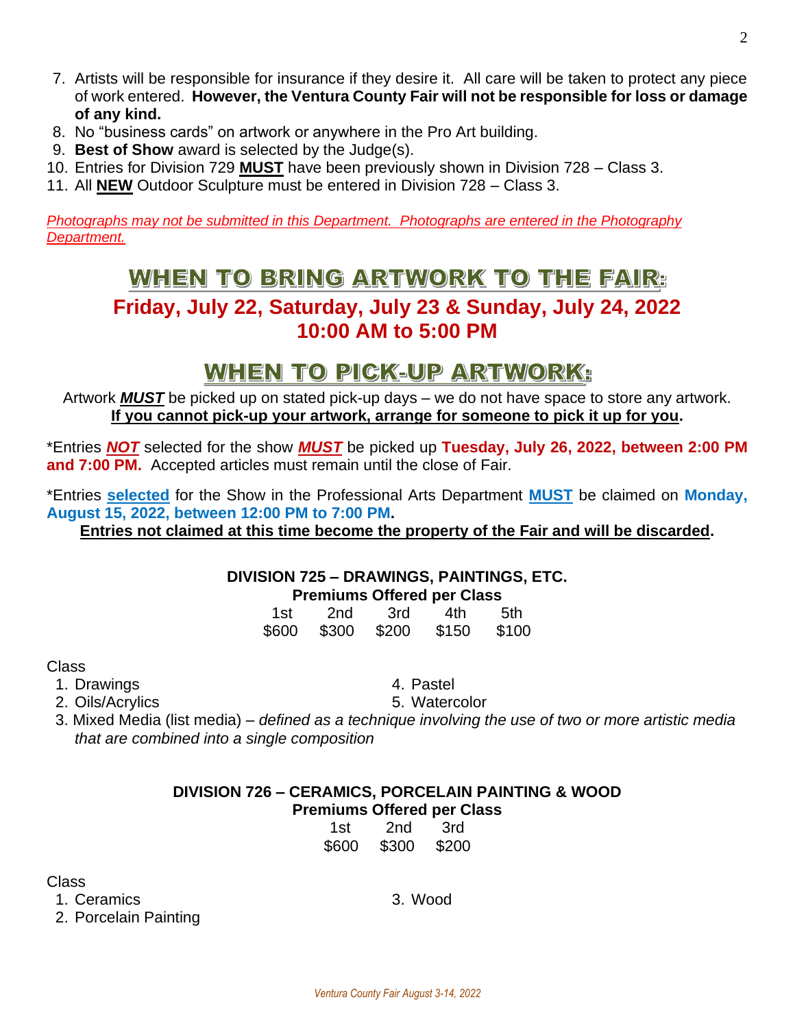7. Artists will be responsible for insurance if they desire it. All care will be taken to protect any piece of work entered. **However, the Ventura County Fair will not be responsible for loss or damage of any kind.**
8. No "business cards" on artwork or anywhere in the Pro Art building.
9. **Best of Show** award is selected by the Judge(s).
10. Entries for Division 729 **MUST** have been previously shown in Division 728 – Class 3.
11. All **NEW** Outdoor Sculpture must be entered in Division 728 – Class 3.

*Photographs may not be submitted in this Department. Photographs are entered in the Photography Department.*

## WHEN TO BRING ARTWORK TO THE FAIR:

### Friday, July 22, Saturday, July 23 & Sunday, July 24, 2022
### 10:00 AM to 5:00 PM

## WHEN TO PICK-UP ARTWORK:

Artwork ***MUST*** be picked up on stated pick-up days – we do not have space to store any artwork. **If you cannot pick-up your artwork, arrange for someone to pick it up for you.**

*Entries ***NOT*** selected for the show ***MUST*** be picked up **Tuesday, July 26, 2022, between 2:00 PM and 7:00 PM.** Accepted articles must remain until the close of Fair.

*Entries **selected** for the Show in the Professional Arts Department **MUST** be claimed on **Monday, August 15, 2022, between 12:00 PM to 7:00 PM.**

**Entries not claimed at this time become the property of the Fair and will be discarded.**

### DIVISION 725 – DRAWINGS, PAINTINGS, ETC.

**Premiums Offered per Class**

| 1st | 2nd | 3rd | 4th | 5th |
|---|---|---|---|---|
| $600 | $300 | $200 | $150 | $100 |

Class
1. Drawings
2. Oils/Acrylics
3. Mixed Media (list media) – *defined as a technique involving the use of two or more artistic media that are combined into a single composition*
4. Pastel
5. Watercolor

### DIVISION 726 – CERAMICS, PORCELAIN PAINTING & WOOD

**Premiums Offered per Class**

| 1st | 2nd | 3rd |
|---|---|---|
| $600 | $300 | $200 |

Class
1. Ceramics
2. Porcelain Painting
3. Wood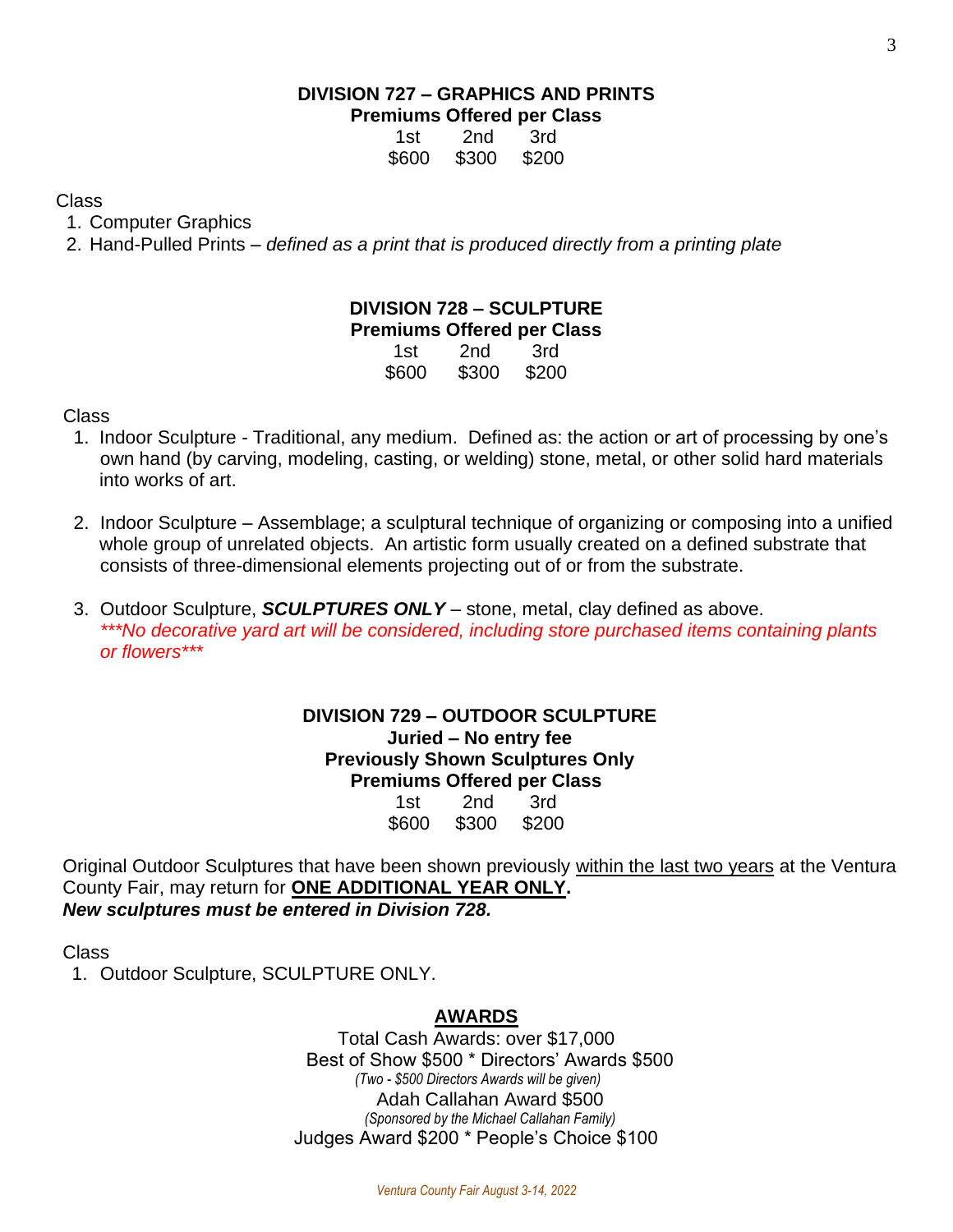## DIVISION 727 – GRAPHICS AND PRINTS

**Premiums Offered per Class**

| 1st | 2nd | 3rd |
|---|---|---|
| $600 | $300 | $200 |

Class

1. Computer Graphics
2. Hand-Pulled Prints – *defined as a print that is produced directly from a printing plate*

## DIVISION 728 – SCULPTURE

**Premiums Offered per Class**

| 1st | 2nd | 3rd |
|---|---|---|
| $600 | $300 | $200 |

Class

1. Indoor Sculpture - Traditional, any medium. Defined as: the action or art of processing by one's own hand (by carving, modeling, casting, or welding) stone, metal, or other solid hard materials into works of art.

2. Indoor Sculpture – Assemblage; a sculptural technique of organizing or composing into a unified whole group of unrelated objects. An artistic form usually created on a defined substrate that consists of three-dimensional elements projecting out of or from the substrate.

3. Outdoor Sculpture, ***SCULPTURES ONLY*** – stone, metal, clay defined as above.
   ****No decorative yard art will be considered, including store purchased items containing plants or flowers****

## DIVISION 729 – OUTDOOR SCULPTURE

**Juried – No entry fee**
**Previously Shown Sculptures Only**
**Premiums Offered per Class**

| 1st | 2nd | 3rd |
|---|---|---|
| $600 | $300 | $200 |

Original Outdoor Sculptures that have been shown previously within the last two years at the Ventura County Fair, may return for **ONE ADDITIONAL YEAR ONLY.**
***New sculptures must be entered in Division 728.***

Class

1. Outdoor Sculpture, SCULPTURE ONLY.

## AWARDS

Total Cash Awards: over $17,000
Best of Show $500 * Directors' Awards $500
*(Two - $500 Directors Awards will be given)*
Adah Callahan Award $500
*(Sponsored by the Michael Callahan Family)*
Judges Award $200 * People's Choice $100